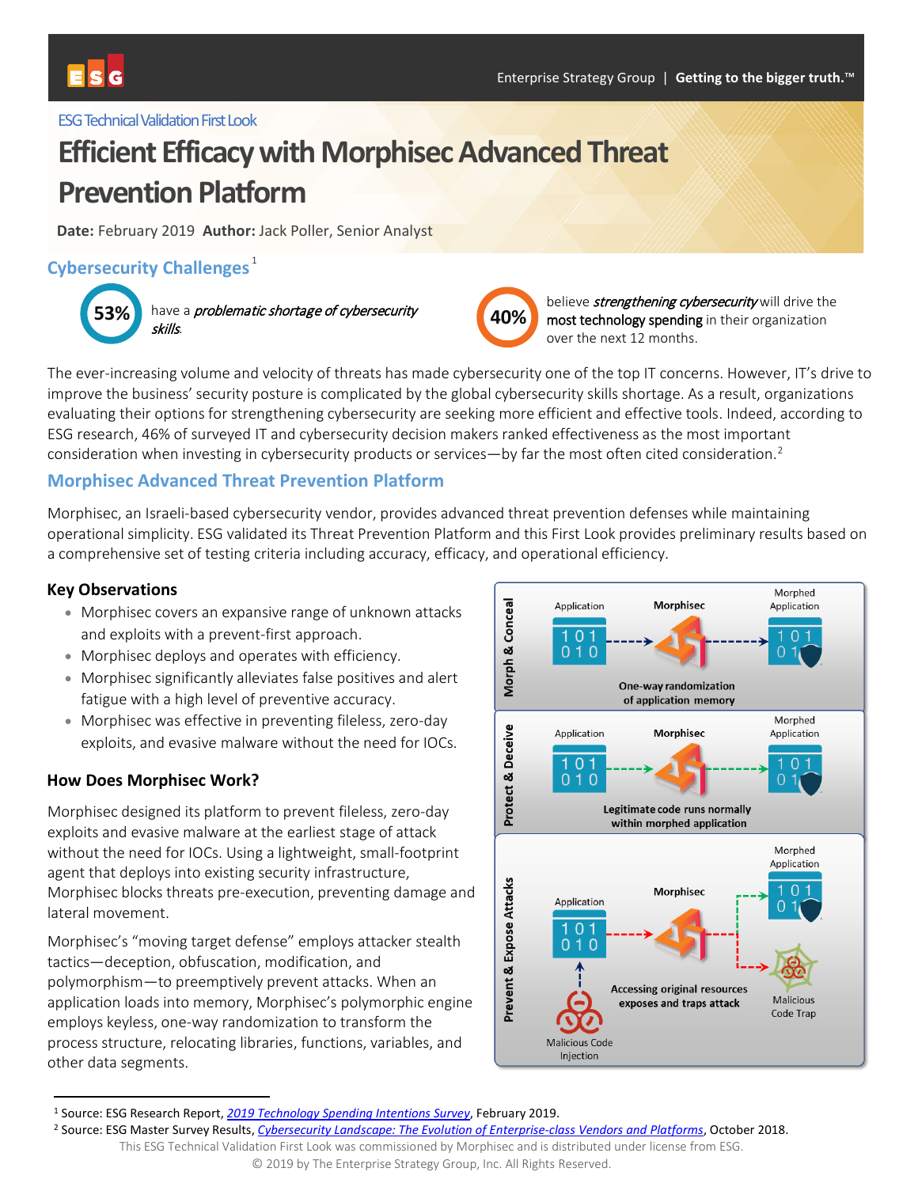ESG Technical Validation First Look

# Efficient Efficacy with Morphisec Advanced Threat Prevention Platform

**Date:** February 2019 **Author:** Jack Poller, Senior Analyst

## Cybersecurity Challenges[1]

**53%** have a *problematic shortage of cybersecurity skills*.

**40%** believe *strengthening cybersecurity* will drive the most technology spending in their organization over the next 12 months.

The ever-increasing volume and velocity of threats has made cybersecurity one of the top IT concerns. However, IT's drive to improve the business' security posture is complicated by the global cybersecurity skills shortage. As a result, organizations evaluating their options for strengthening cybersecurity are seeking more efficient and effective tools. Indeed, according to ESG research, 46% of surveyed IT and cybersecurity decision makers ranked effectiveness as the most important consideration when investing in cybersecurity products or services—by far the most often cited consideration.[2]

## Morphisec Advanced Threat Prevention Platform

Morphisec, an Israeli-based cybersecurity vendor, provides advanced threat prevention defenses while maintaining operational simplicity. ESG validated its Threat Prevention Platform and this First Look provides preliminary results based on a comprehensive set of testing criteria including accuracy, efficacy, and operational efficiency.

### Key Observations

- Morphisec covers an expansive range of unknown attacks and exploits with a prevent-first approach.
- Morphisec deploys and operates with efficiency.
- Morphisec significantly alleviates false positives and alert fatigue with a high level of preventive accuracy.
- Morphisec was effective in preventing fileless, zero-day exploits, and evasive malware without the need for IOCs.

### How Does Morphisec Work?

Morphisec designed its platform to prevent fileless, zero-day exploits and evasive malware at the earliest stage of attack without the need for IOCs. Using a lightweight, small-footprint agent that deploys into existing security infrastructure, Morphisec blocks threats pre-execution, preventing damage and lateral movement.

Morphisec's "moving target defense" employs attacker stealth tactics—deception, obfuscation, modification, and polymorphism—to preemptively prevent attacks. When an application loads into memory, Morphisec's polymorphic engine employs keyless, one-way randomization to transform the process structure, relocating libraries, functions, variables, and other data segments.

Morph & Conceal: Application → Morphisec → Morphed Application. One-way randomization of application memory

Protect & Deceive: Application → Morphisec → Morphed Application. Legitimate code runs normally within morphed application

Prevent & Expose Attacks: Malicious Code Injection → Application → Morphisec → Morphed Application / Malicious Code Trap. Accessing original resources exposes and traps attack

[1] Source: ESG Research Report, *2019 Technology Spending Intentions Survey*, February 2019.

[2] Source: ESG Master Survey Results, *Cybersecurity Landscape: The Evolution of Enterprise-class Vendors and Platforms*, October 2018.

This ESG Technical Validation First Look was commissioned by Morphisec and is distributed under license from ESG.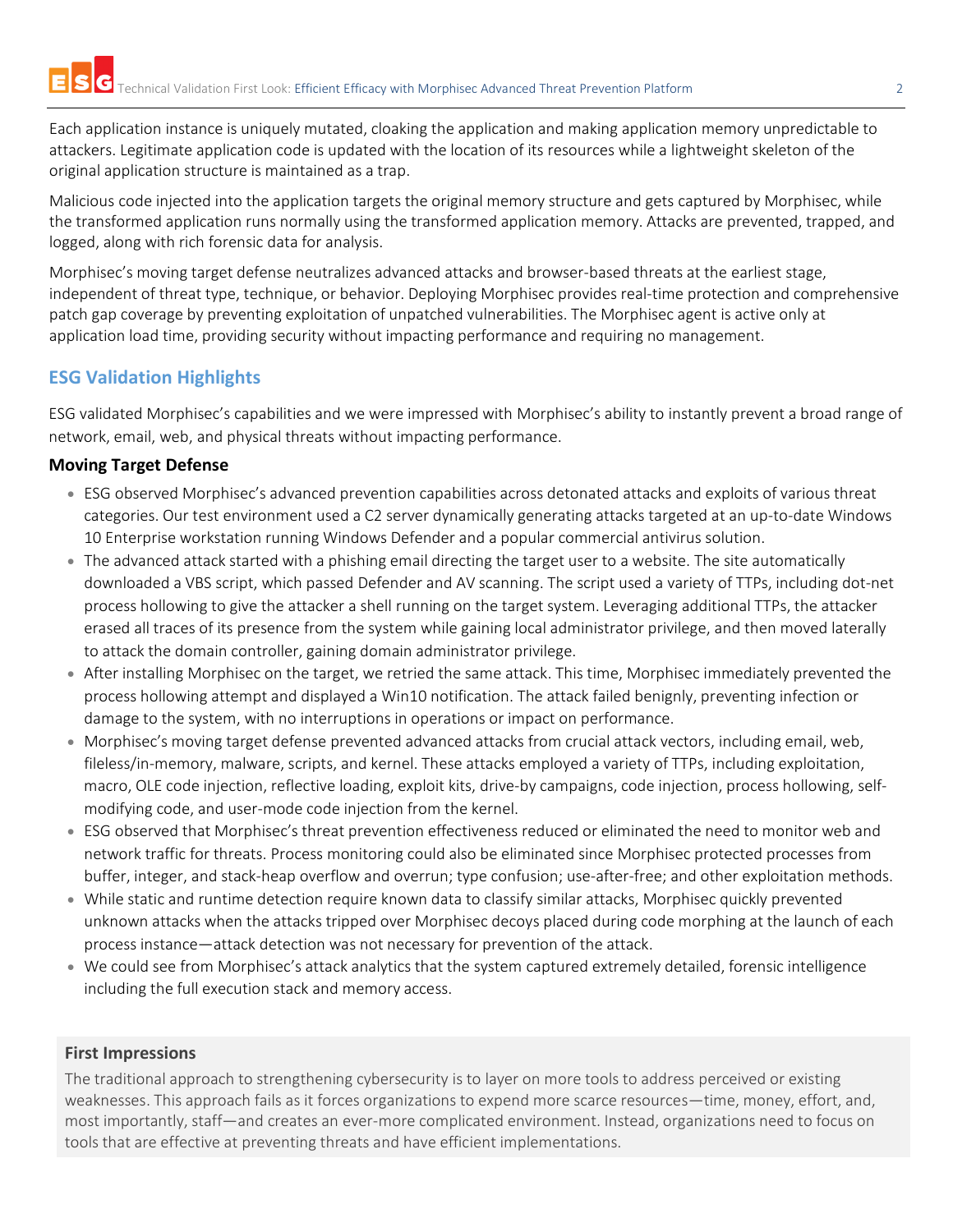Each application instance is uniquely mutated, cloaking the application and making application memory unpredictable to attackers. Legitimate application code is updated with the location of its resources while a lightweight skeleton of the original application structure is maintained as a trap.

Malicious code injected into the application targets the original memory structure and gets captured by Morphisec, while the transformed application runs normally using the transformed application memory. Attacks are prevented, trapped, and logged, along with rich forensic data for analysis.

Morphisec's moving target defense neutralizes advanced attacks and browser-based threats at the earliest stage, independent of threat type, technique, or behavior. Deploying Morphisec provides real-time protection and comprehensive patch gap coverage by preventing exploitation of unpatched vulnerabilities. The Morphisec agent is active only at application load time, providing security without impacting performance and requiring no management.

## ESG Validation Highlights

ESG validated Morphisec's capabilities and we were impressed with Morphisec's ability to instantly prevent a broad range of network, email, web, and physical threats without impacting performance.

**Moving Target Defense**

- ESG observed Morphisec's advanced prevention capabilities across detonated attacks and exploits of various threat categories. Our test environment used a C2 server dynamically generating attacks targeted at an up-to-date Windows 10 Enterprise workstation running Windows Defender and a popular commercial antivirus solution.
- The advanced attack started with a phishing email directing the target user to a website. The site automatically downloaded a VBS script, which passed Defender and AV scanning. The script used a variety of TTPs, including dot-net process hollowing to give the attacker a shell running on the target system. Leveraging additional TTPs, the attacker erased all traces of its presence from the system while gaining local administrator privilege, and then moved laterally to attack the domain controller, gaining domain administrator privilege.
- After installing Morphisec on the target, we retried the same attack. This time, Morphisec immediately prevented the process hollowing attempt and displayed a Win10 notification. The attack failed benignly, preventing infection or damage to the system, with no interruptions in operations or impact on performance.
- Morphisec's moving target defense prevented advanced attacks from crucial attack vectors, including email, web, fileless/in-memory, malware, scripts, and kernel. These attacks employed a variety of TTPs, including exploitation, macro, OLE code injection, reflective loading, exploit kits, drive-by campaigns, code injection, process hollowing, self-modifying code, and user-mode code injection from the kernel.
- ESG observed that Morphisec's threat prevention effectiveness reduced or eliminated the need to monitor web and network traffic for threats. Process monitoring could also be eliminated since Morphisec protected processes from buffer, integer, and stack-heap overflow and overrun; type confusion; use-after-free; and other exploitation methods.
- While static and runtime detection require known data to classify similar attacks, Morphisec quickly prevented unknown attacks when the attacks tripped over Morphisec decoys placed during code morphing at the launch of each process instance—attack detection was not necessary for prevention of the attack.
- We could see from Morphisec's attack analytics that the system captured extremely detailed, forensic intelligence including the full execution stack and memory access.

### First Impressions

The traditional approach to strengthening cybersecurity is to layer on more tools to address perceived or existing weaknesses. This approach fails as it forces organizations to expend more scarce resources—time, money, effort, and, most importantly, staff—and creates an ever-more complicated environment. Instead, organizations need to focus on tools that are effective at preventing threats and have efficient implementations.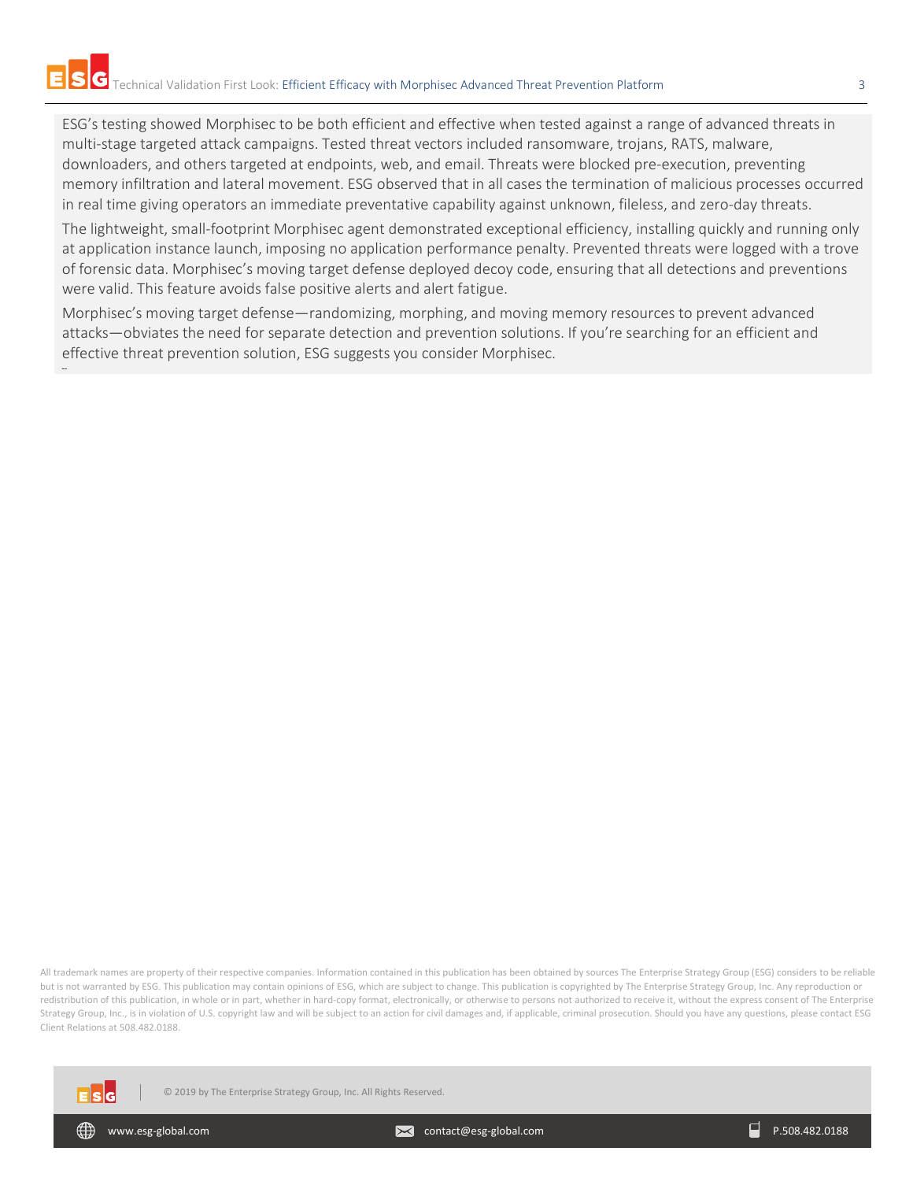ESG's testing showed Morphisec to be both efficient and effective when tested against a range of advanced threats in multi-stage targeted attack campaigns. Tested threat vectors included ransomware, trojans, RATS, malware, downloaders, and others targeted at endpoints, web, and email. Threats were blocked pre-execution, preventing memory infiltration and lateral movement. ESG observed that in all cases the termination of malicious processes occurred in real time giving operators an immediate preventative capability against unknown, fileless, and zero-day threats.

The lightweight, small-footprint Morphisec agent demonstrated exceptional efficiency, installing quickly and running only at application instance launch, imposing no application performance penalty. Prevented threats were logged with a trove of forensic data. Morphisec's moving target defense deployed decoy code, ensuring that all detections and preventions were valid. This feature avoids false positive alerts and alert fatigue.

Morphisec's moving target defense—randomizing, morphing, and moving memory resources to prevent advanced attacks—obviates the need for separate detection and prevention solutions. If you're searching for an efficient and effective threat prevention solution, ESG suggests you consider Morphisec.

All trademark names are property of their respective companies. Information contained in this publication has been obtained by sources The Enterprise Strategy Group (ESG) considers to be reliable but is not warranted by ESG. This publication may contain opinions of ESG, which are subject to change. This publication is copyrighted by The Enterprise Strategy Group, Inc. Any reproduction or redistribution of this publication, in whole or in part, whether in hard-copy format, electronically, or otherwise to persons not authorized to receive it, without the express consent of The Enterprise Strategy Group, Inc., is in violation of U.S. copyright law and will be subject to an action for civil damages and, if applicable, criminal prosecution. Should you have any questions, please contact ESG Client Relations at 508.482.0188.

© 2019 by The Enterprise Strategy Group, Inc. All Rights Reserved.

www.esg-global.com | contact@esg-global.com | P.508.482.0188